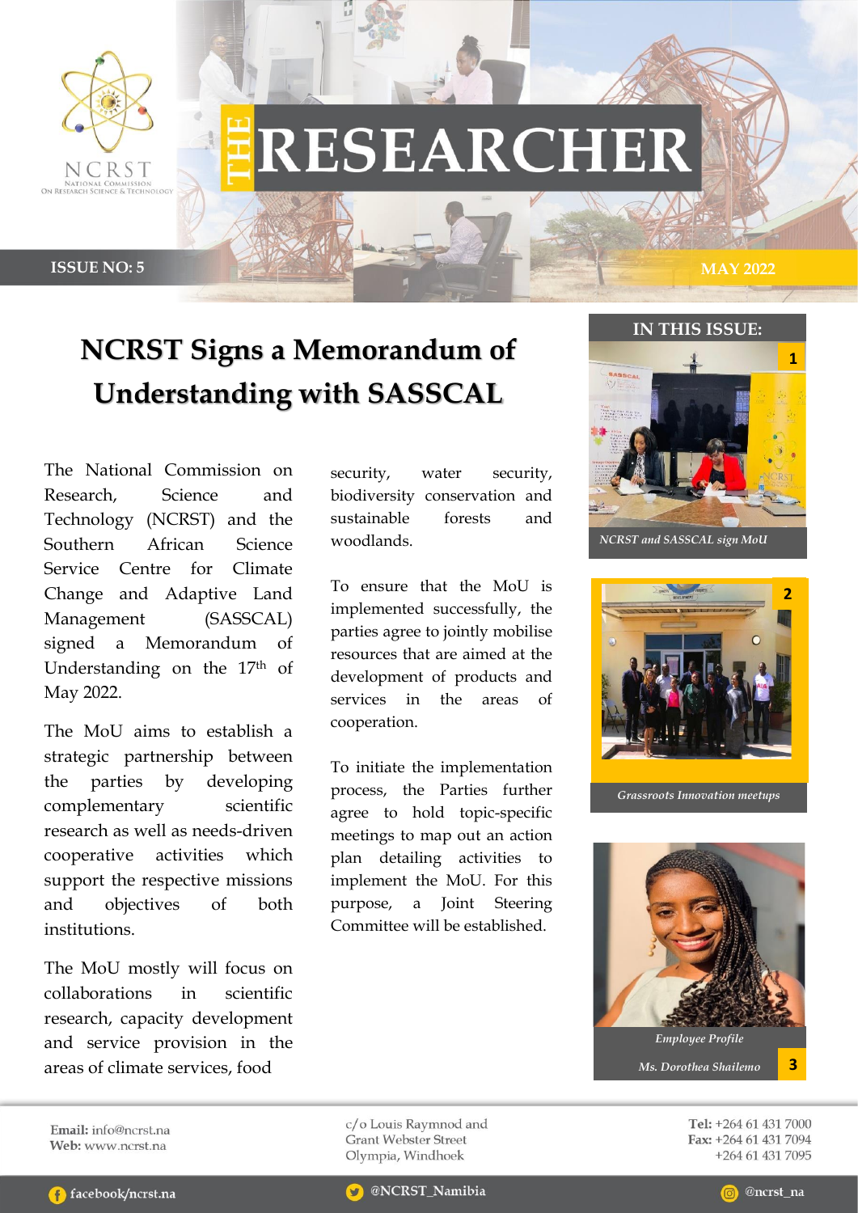# THE RESEARCHER

NCRST
NATIONAL COMMISSION ON RESEARCH SCIENCE & TECHNOLOGY

**ISSUE NO: 5** **MAY 2022**

## NCRST Signs a Memorandum of Understanding with SASSCAL

The National Commission on Research, Science and Technology (NCRST) and the Southern African Science Service Centre for Climate Change and Adaptive Land Management (SASSCAL) signed a Memorandum of Understanding on the 17th of May 2022.

The MoU aims to establish a strategic partnership between the parties by developing complementary scientific research as well as needs-driven cooperative activities which support the respective missions and objectives of both institutions.

The MoU mostly will focus on collaborations in scientific research, capacity development and service provision in the areas of climate services, food security, water security, biodiversity conservation and sustainable forests and woodlands.

To ensure that the MoU is implemented successfully, the parties agree to jointly mobilise resources that are aimed at the development of products and services in the areas of cooperation.

To initiate the implementation process, the Parties further agree to hold topic-specific meetings to map out an action plan detailing activities to implement the MoU. For this purpose, a Joint Steering Committee will be established.

### IN THIS ISSUE:

1. *NCRST and SASSCAL sign MoU*
2. *Grassroots Innovation meetups*
3. *Employee Profile* — *Ms. Dorothea Shailemo*

**Email:** info@ncrst.na
**Web:** www.ncrst.na

c/o Louis Raymnod and Grant Webster Street
Olympia, Windhoek

**Tel:** +264 61 431 7000
**Fax:** +264 61 431 7094
+264 61 431 7095

facebook/ncrst.na | @NCRST_Namibia | @ncrst_na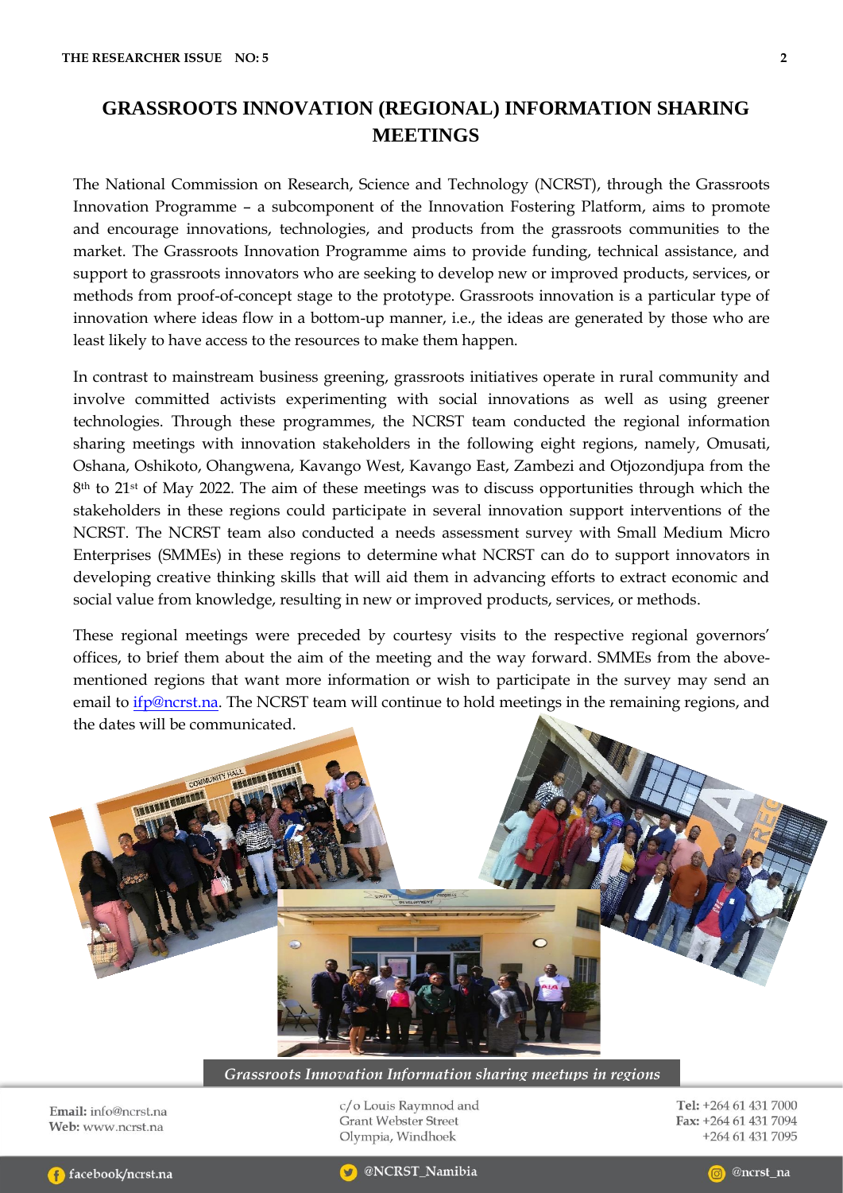# GRASSROOTS INNOVATION (REGIONAL) INFORMATION SHARING MEETINGS

The National Commission on Research, Science and Technology (NCRST), through the Grassroots Innovation Programme – a subcomponent of the Innovation Fostering Platform, aims to promote and encourage innovations, technologies, and products from the grassroots communities to the market. The Grassroots Innovation Programme aims to provide funding, technical assistance, and support to grassroots innovators who are seeking to develop new or improved products, services, or methods from proof-of-concept stage to the prototype. Grassroots innovation is a particular type of innovation where ideas flow in a bottom-up manner, i.e., the ideas are generated by those who are least likely to have access to the resources to make them happen.

In contrast to mainstream business greening, grassroots initiatives operate in rural community and involve committed activists experimenting with social innovations as well as using greener technologies. Through these programmes, the NCRST team conducted the regional information sharing meetings with innovation stakeholders in the following eight regions, namely, Omusati, Oshana, Oshikoto, Ohangwena, Kavango West, Kavango East, Zambezi and Otjozondjupa from the 8th to 21st of May 2022. The aim of these meetings was to discuss opportunities through which the stakeholders in these regions could participate in several innovation support interventions of the NCRST. The NCRST team also conducted a needs assessment survey with Small Medium Micro Enterprises (SMMEs) in these regions to determine what NCRST can do to support innovators in developing creative thinking skills that will aid them in advancing efforts to extract economic and social value from knowledge, resulting in new or improved products, services, or methods.

These regional meetings were preceded by courtesy visits to the respective regional governors' offices, to brief them about the aim of the meeting and the way forward. SMMEs from the above-mentioned regions that want more information or wish to participate in the survey may send an email to ifp@ncrst.na. The NCRST team will continue to hold meetings in the remaining regions, and the dates will be communicated.

*Grassroots Innovation Information sharing meetups in regions*

**Email:** info@ncrst.na
**Web:** www.ncrst.na

c/o Louis Raymnod and Grant Webster Street Olympia, Windhoek

**Tel:** +264 61 431 7000
**Fax:** +264 61 431 7094
+264 61 431 7095

facebook/ncrst.na | @NCRST_Namibia | @ncrst_na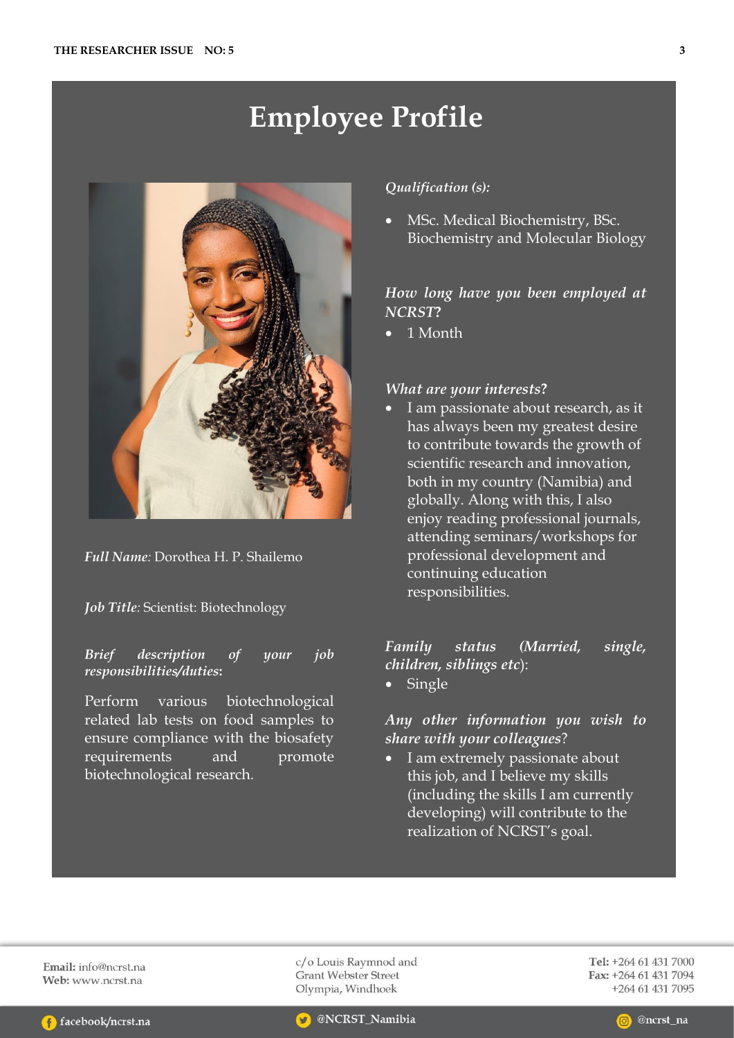# Employee Profile

***Full Name:*** Dorothea H. P. Shailemo

***Job Title:*** Scientist: Biotechnology

***Brief description of your job responsibilities/duties*:**

Perform various biotechnological related lab tests on food samples to ensure compliance with the biosafety requirements and promote biotechnological research.

***Qualification (s):***

- MSc. Medical Biochemistry, BSc. Biochemistry and Molecular Biology

***How long have you been employed at NCRST*?**

- 1 Month

***What are your interests*?**

- I am passionate about research, as it has always been my greatest desire to contribute towards the growth of scientific research and innovation, both in my country (Namibia) and globally. Along with this, I also enjoy reading professional journals, attending seminars/workshops for professional development and continuing education responsibilities.

***Family status (Married, single, children, siblings etc*):**

- Single

***Any other information you wish to share with your colleagues*?**

- I am extremely passionate about this job, and I believe my skills (including the skills I am currently developing) will contribute to the realization of NCRST's goal.

**Email:** info@ncrst.na
**Web:** www.ncrst.na

c/o Louis Raymnod and
Grant Webster Street
Olympia, Windhoek

**Tel:** +264 61 431 7000
**Fax:** +264 61 431 7094
+264 61 431 7095

facebook/ncrst.na

@NCRST_Namibia

@ncrst_na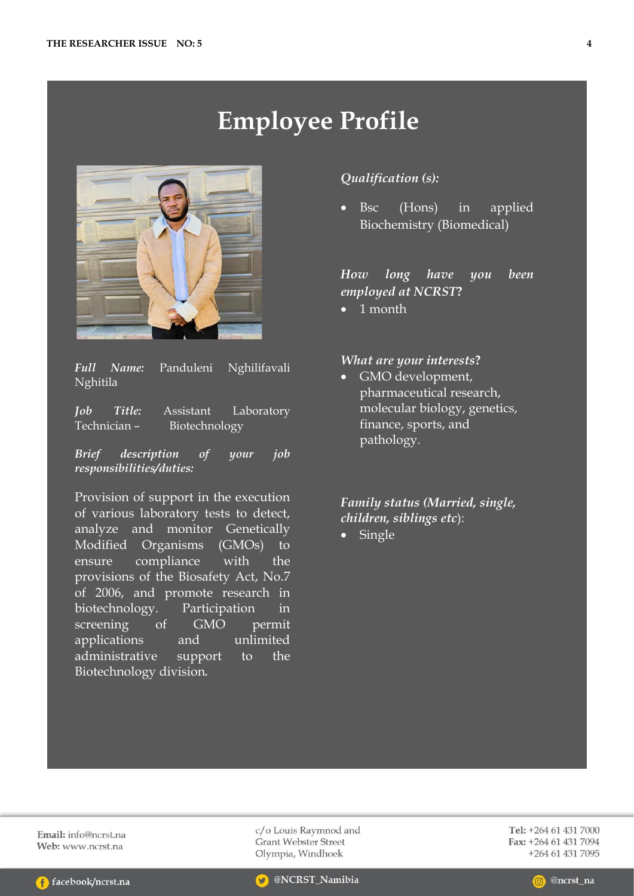# Employee Profile

***Full Name:*** Panduleni Nghilifavali Nghitila

***Job Title:*** Assistant Laboratory Technician – Biotechnology

***Brief description of your job responsibilities/duties:***

Provision of support in the execution of various laboratory tests to detect, analyze and monitor Genetically Modified Organisms (GMOs) to ensure compliance with the provisions of the Biosafety Act, No.7 of 2006, and promote research in biotechnology. Participation in screening of GMO permit applications and unlimited administrative support to the Biotechnology division.

***Qualification (s):***

- Bsc (Hons) in applied Biochemistry (Biomedical)

***How long have you been employed at NCRST?***

- 1 month

***What are your interests?***

- GMO development, pharmaceutical research, molecular biology, genetics, finance, sports, and pathology.

***Family status (Married, single, children, siblings etc):***

- Single

**Email:** info@ncrst.na
**Web:** www.ncrst.na

c/o Louis Raymnod and Grant Webster Street
Olympia, Windhoek

**Tel:** +264 61 431 7000
**Fax:** +264 61 431 7094
+264 61 431 7095

facebook/ncrst.na | @NCRST_Namibia | @ncrst_na